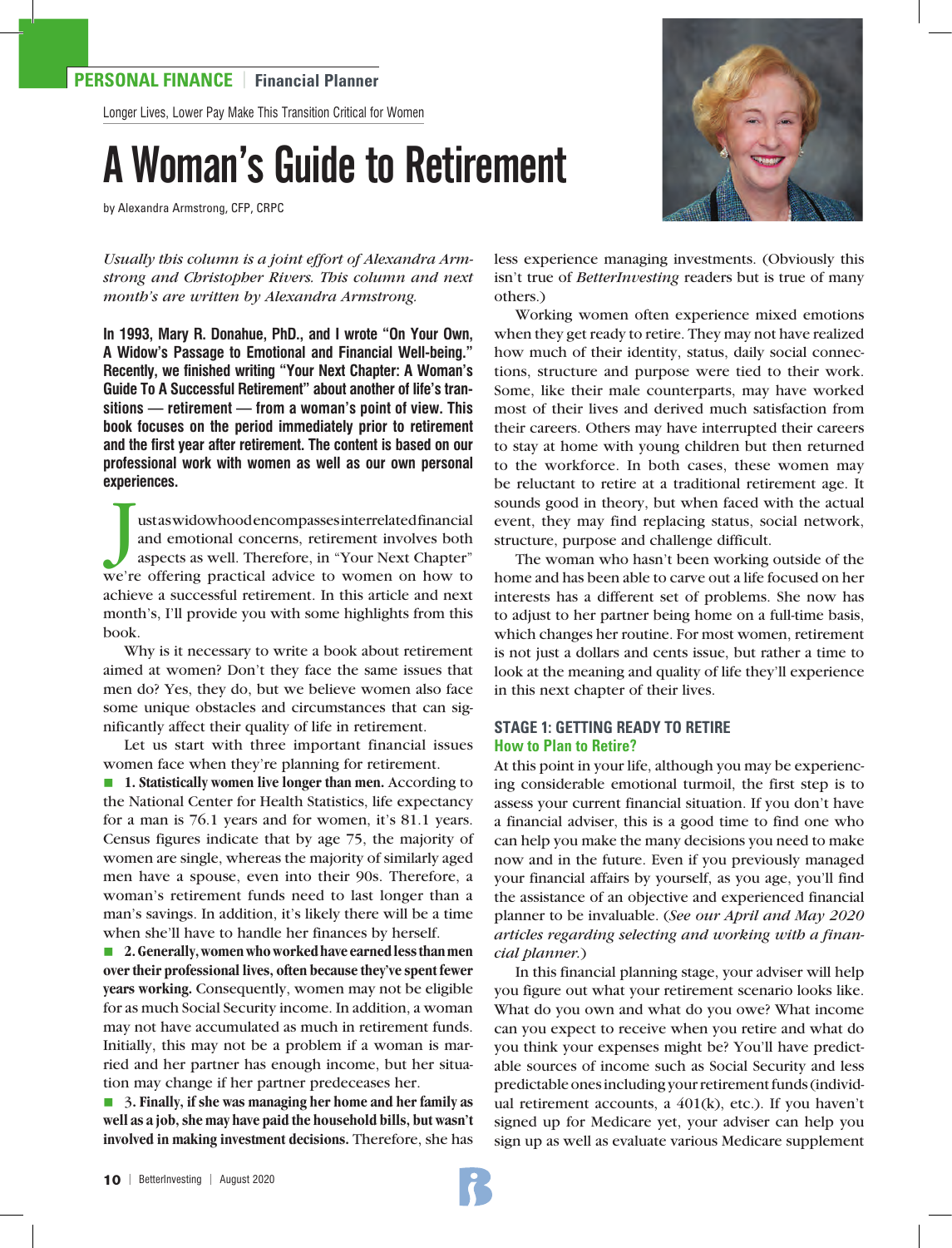PERSONAL FINANCE | Financial Planner

Longer Lives, Lower Pay Make This Transition Critical for Women

# A Woman's Guide to Retirement

by Alexandra Armstrong, CFP, CRPC

*Usually this column is a joint effort of Alexandra Armstrong and Christopher Rivers. This column and next month's are written by Alexandra Armstrong.*

**In 1993, Mary R. Donahue, PhD., and I wrote "On Your Own, A Widow's Passage to Emotional and Financial Well-being." Recently, we finished writing "Your Next Chapter: A Woman's Guide To A Successful Retirement" about another of life's transitions — retirement — from a woman's point of view. This book focuses on the period immediately prior to retirement and the first year after retirement. The content is based on our professional work with women as well as our own personal experiences.**

Just as widowhood encompasses interrelated financial and emotional concerns, retirement involves both aspects as well. Therefore, in "Your Next Chapter" we're offering practical advice to women on how to achieve a successful retirement. In this article and next month's, I'll provide you with some highlights from this book.

Why is it necessary to write a book about retirement aimed at women? Don't they face the same issues that men do? Yes, they do, but we believe women also face some unique obstacles and circumstances that can significantly affect their quality of life in retirement.

Let us start with three important financial issues women face when they're planning for retirement.

- **1. Statistically women live longer than men.** According to the National Center for Health Statistics, life expectancy for a man is 76.1 years and for women, it's 81.1 years. Census figures indicate that by age 75, the majority of women are single, whereas the majority of similarly aged men have a spouse, even into their 90s. Therefore, a woman's retirement funds need to last longer than a man's savings. In addition, it's likely there will be a time when she'll have to handle her finances by herself.
- **2. Generally, women who worked have earned less than men over their professional lives, often because they've spent fewer years working.** Consequently, women may not be eligible for as much Social Security income. In addition, a woman may not have accumulated as much in retirement funds. Initially, this may not be a problem if a woman is married and her partner has enough income, but her situation may change if her partner predeceases her.
- **3. Finally, if she was managing her home and her family as well as a job, she may have paid the household bills, but wasn't involved in making investment decisions.** Therefore, she has less experience managing investments. (Obviously this isn't true of *BetterInvesting* readers but is true of many others.)

Working women often experience mixed emotions when they get ready to retire. They may not have realized how much of their identity, status, daily social connections, structure and purpose were tied to their work. Some, like their male counterparts, may have worked most of their lives and derived much satisfaction from their careers. Others may have interrupted their careers to stay at home with young children but then returned to the workforce. In both cases, these women may be reluctant to retire at a traditional retirement age. It sounds good in theory, but when faced with the actual event, they may find replacing status, social network, structure, purpose and challenge difficult.

The woman who hasn't been working outside of the home and has been able to carve out a life focused on her interests has a different set of problems. She now has to adjust to her partner being home on a full-time basis, which changes her routine. For most women, retirement is not just a dollars and cents issue, but rather a time to look at the meaning and quality of life they'll experience in this next chapter of their lives.

## STAGE 1: GETTING READY TO RETIRE

### How to Plan to Retire?

At this point in your life, although you may be experiencing considerable emotional turmoil, the first step is to assess your current financial situation. If you don't have a financial adviser, this is a good time to find one who can help you make the many decisions you need to make now and in the future. Even if you previously managed your financial affairs by yourself, as you age, you'll find the assistance of an objective and experienced financial planner to be invaluable. (*See our April and May 2020 articles regarding selecting and working with a financial planner.*)

In this financial planning stage, your adviser will help you figure out what your retirement scenario looks like. What do you own and what do you owe? What income can you expect to receive when you retire and what do you think your expenses might be? You'll have predictable sources of income such as Social Security and less predictable ones including your retirement funds (individual retirement accounts, a 401(k), etc.). If you haven't signed up for Medicare yet, your adviser can help you sign up as well as evaluate various Medicare supplement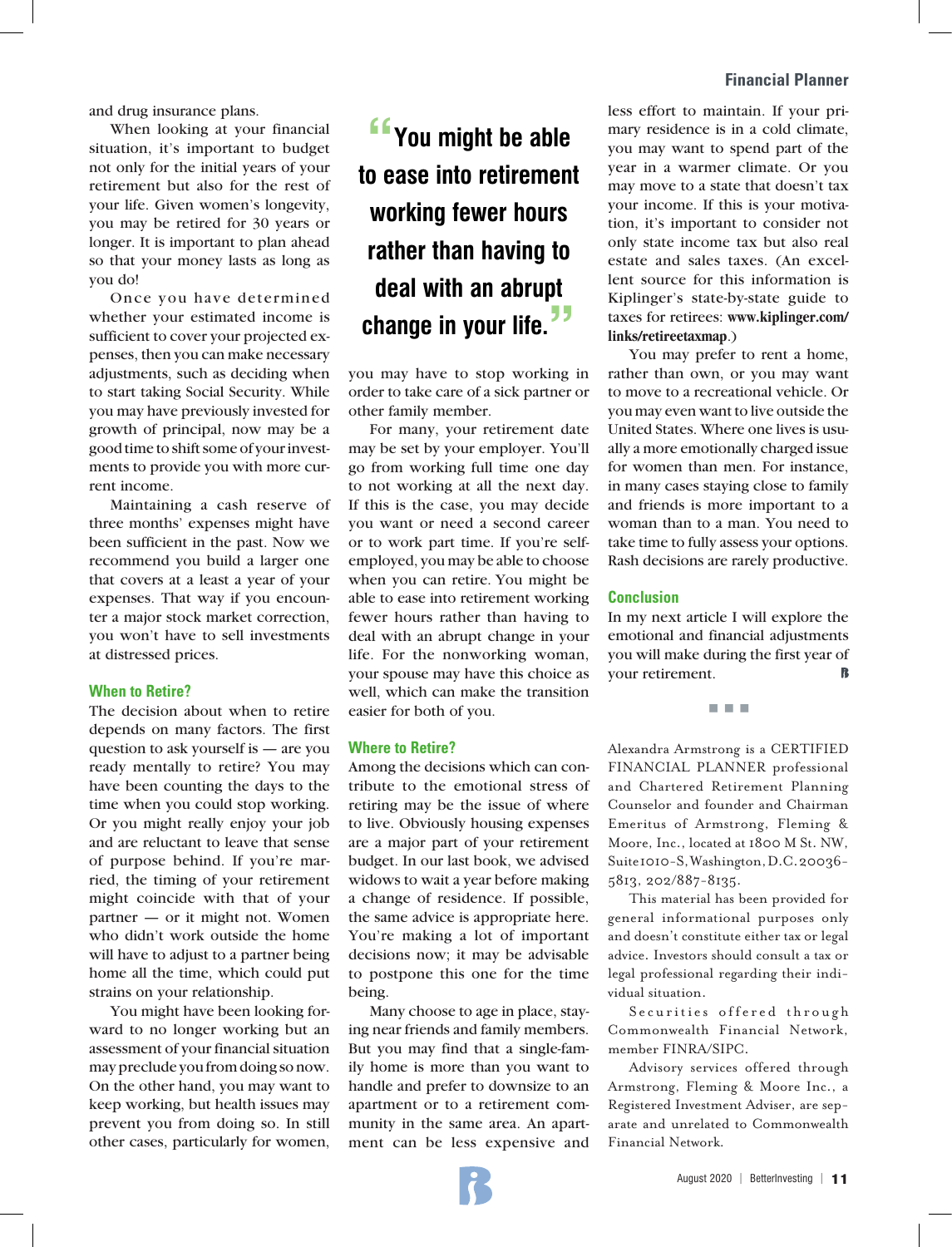and drug insurance plans.

When looking at your financial situation, it's important to budget not only for the initial years of your retirement but also for the rest of your life. Given women's longevity, you may be retired for 30 years or longer. It is important to plan ahead so that your money lasts as long as you do!

Once you have determined whether your estimated income is sufficient to cover your projected expenses, then you can make necessary adjustments, such as deciding when to start taking Social Security. While you may have previously invested for growth of principal, now may be a good time to shift some of your investments to provide you with more current income.

Maintaining a cash reserve of three months' expenses might have been sufficient in the past. Now we recommend you build a larger one that covers at a least a year of your expenses. That way if you encounter a major stock market correction, you won't have to sell investments at distressed prices.

### When to Retire?

The decision about when to retire depends on many factors. The first question to ask yourself is — are you ready mentally to retire? You may have been counting the days to the time when you could stop working. Or you might really enjoy your job and are reluctant to leave that sense of purpose behind. If you're married, the timing of your retirement might coincide with that of your partner — or it might not. Women who didn't work outside the home will have to adjust to a partner being home all the time, which could put strains on your relationship.

You might have been looking forward to no longer working but an assessment of your financial situation may preclude you from doing so now. On the other hand, you may want to keep working, but health issues may prevent you from doing so. In still other cases, particularly for women, you may have to stop working in order to take care of a sick partner or other family member.

> "You might be able to ease into retirement working fewer hours rather than having to deal with an abrupt change in your life."

For many, your retirement date may be set by your employer. You'll go from working full time one day to not working at all the next day. If this is the case, you may decide you want or need a second career or to work part time. If you're self-employed, you may be able to choose when you can retire. You might be able to ease into retirement working fewer hours rather than having to deal with an abrupt change in your life. For the nonworking woman, your spouse may have this choice as well, which can make the transition easier for both of you.

### Where to Retire?

Among the decisions which can contribute to the emotional stress of retiring may be the issue of where to live. Obviously housing expenses are a major part of your retirement budget. In our last book, we advised widows to wait a year before making a change of residence. If possible, the same advice is appropriate here. You're making a lot of important decisions now; it may be advisable to postpone this one for the time being.

Many choose to age in place, staying near friends and family members. But you may find that a single-family home is more than you want to handle and prefer to downsize to an apartment or to a retirement community in the same area. An apartment can be less expensive and less effort to maintain. If your primary residence is in a cold climate, you may want to spend part of the year in a warmer climate. Or you may move to a state that doesn't tax your income. If this is your motivation, it's important to consider not only state income tax but also real estate and sales taxes. (An excellent source for this information is Kiplinger's state-by-state guide to taxes for retirees: **www.kiplinger.com/links/retireetaxmap**.)

You may prefer to rent a home, rather than own, or you may want to move to a recreational vehicle. Or you may even want to live outside the United States. Where one lives is usually a more emotionally charged issue for women than men. For instance, in many cases staying close to family and friends is more important to a woman than to a man. You need to take time to fully assess your options. Rash decisions are rarely productive.

### Conclusion

In my next article I will explore the emotional and financial adjustments you will make during the first year of your retirement.

■ ■ ■

Alexandra Armstrong is a CERTIFIED FINANCIAL PLANNER professional and Chartered Retirement Planning Counselor and founder and Chairman Emeritus of Armstrong, Fleming & Moore, Inc., located at 1800 M St. NW, Suite1010-S, Washington, D.C. 20036-5813, 202/887-8135.

This material has been provided for general informational purposes only and doesn't constitute either tax or legal advice. Investors should consult a tax or legal professional regarding their individual situation.

Securities offered through Commonwealth Financial Network, member FINRA/SIPC.

Advisory services offered through Armstrong, Fleming & Moore Inc., a Registered Investment Adviser, are separate and unrelated to Commonwealth Financial Network.